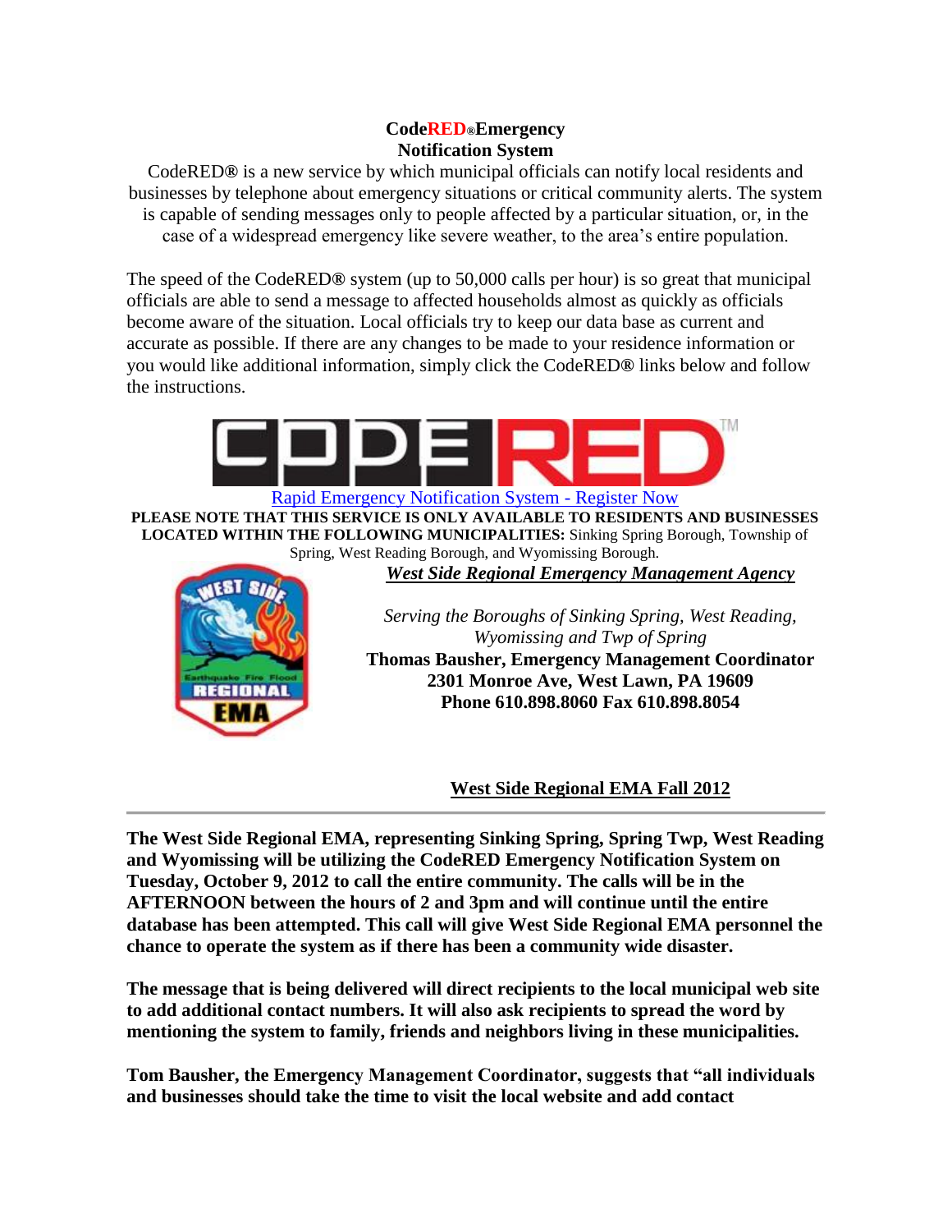**CodeRED® Emergency Notification System**

CodeRED® is a new service by which municipal officials can notify local residents and businesses by telephone about emergency situations or critical community alerts. The system is capable of sending messages only to people affected by a particular situation, or, in the case of a widespread emergency like severe weather, to the area's entire population.

The speed of the CodeRED® system (up to 50,000 calls per hour) is so great that municipal officials are able to send a message to affected households almost as quickly as officials become aware of the situation. Local officials try to keep our data base as current and accurate as possible. If there are any changes to be made to your residence information or you would like additional information, simply click the CodeRED® links below and follow the instructions.

CODE RED™

Rapid Emergency Notification System - Register Now

**PLEASE NOTE THAT THIS SERVICE IS ONLY AVAILABLE TO RESIDENTS AND BUSINESSES LOCATED WITHIN THE FOLLOWING MUNICIPALITIES:** Sinking Spring Borough, Township of Spring, West Reading Borough, and Wyomissing Borough.

***West Side Regional Emergency Management Agency***

*Serving the Boroughs of Sinking Spring, West Reading, Wyomissing and Twp of Spring*

**Thomas Bausher, Emergency Management Coordinator**
**2301 Monroe Ave, West Lawn, PA 19609**
**Phone 610.898.8060 Fax 610.898.8054**

**West Side Regional EMA Fall 2012**

---

**The West Side Regional EMA, representing Sinking Spring, Spring Twp, West Reading and Wyomissing will be utilizing the CodeRED Emergency Notification System on Tuesday, October 9, 2012 to call the entire community. The calls will be in the AFTERNOON between the hours of 2 and 3pm and will continue until the entire database has been attempted. This call will give West Side Regional EMA personnel the chance to operate the system as if there has been a community wide disaster.**

**The message that is being delivered will direct recipients to the local municipal web site to add additional contact numbers. It will also ask recipients to spread the word by mentioning the system to family, friends and neighbors living in these municipalities.**

**Tom Bausher, the Emergency Management Coordinator, suggests that "all individuals and businesses should take the time to visit the local website and add contact**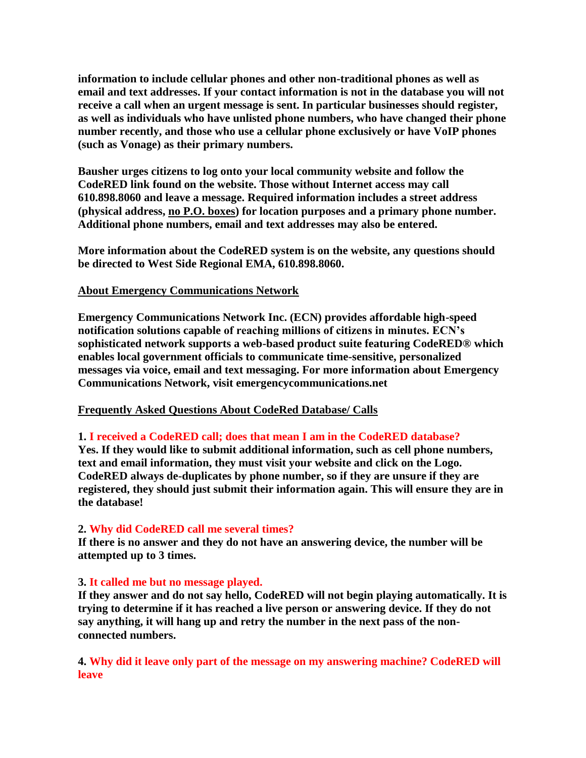**information to include cellular phones and other non-traditional phones as well as email and text addresses. If your contact information is not in the database you will not receive a call when an urgent message is sent. In particular businesses should register, as well as individuals who have unlisted phone numbers, who have changed their phone number recently, and those who use a cellular phone exclusively or have VoIP phones (such as Vonage) as their primary numbers.**

**Bausher urges citizens to log onto your local community website and follow the CodeRED link found on the website. Those without Internet access may call 610.898.8060 and leave a message. Required information includes a street address (physical address, no P.O. boxes) for location purposes and a primary phone number. Additional phone numbers, email and text addresses may also be entered.**

**More information about the CodeRED system is on the website, any questions should be directed to West Side Regional EMA, 610.898.8060.**

## About Emergency Communications Network

**Emergency Communications Network Inc. (ECN) provides affordable high-speed notification solutions capable of reaching millions of citizens in minutes. ECN's sophisticated network supports a web-based product suite featuring CodeRED® which enables local government officials to communicate time-sensitive, personalized messages via voice, email and text messaging. For more information about Emergency Communications Network, visit emergencycommunications.net**

## Frequently Asked Questions About CodeRed Database/ Calls

**1. I received a CodeRED call; does that mean I am in the CodeRED database?**
**Yes. If they would like to submit additional information, such as cell phone numbers, text and email information, they must visit your website and click on the Logo. CodeRED always de-duplicates by phone number, so if they are unsure if they are registered, they should just submit their information again. This will ensure they are in the database!**

**2. Why did CodeRED call me several times?**
**If there is no answer and they do not have an answering device, the number will be attempted up to 3 times.**

**3. It called me but no message played.**
**If they answer and do not say hello, CodeRED will not begin playing automatically. It is trying to determine if it has reached a live person or answering device. If they do not say anything, it will hang up and retry the number in the next pass of the non-connected numbers.**

**4. Why did it leave only part of the message on my answering machine? CodeRED will leave**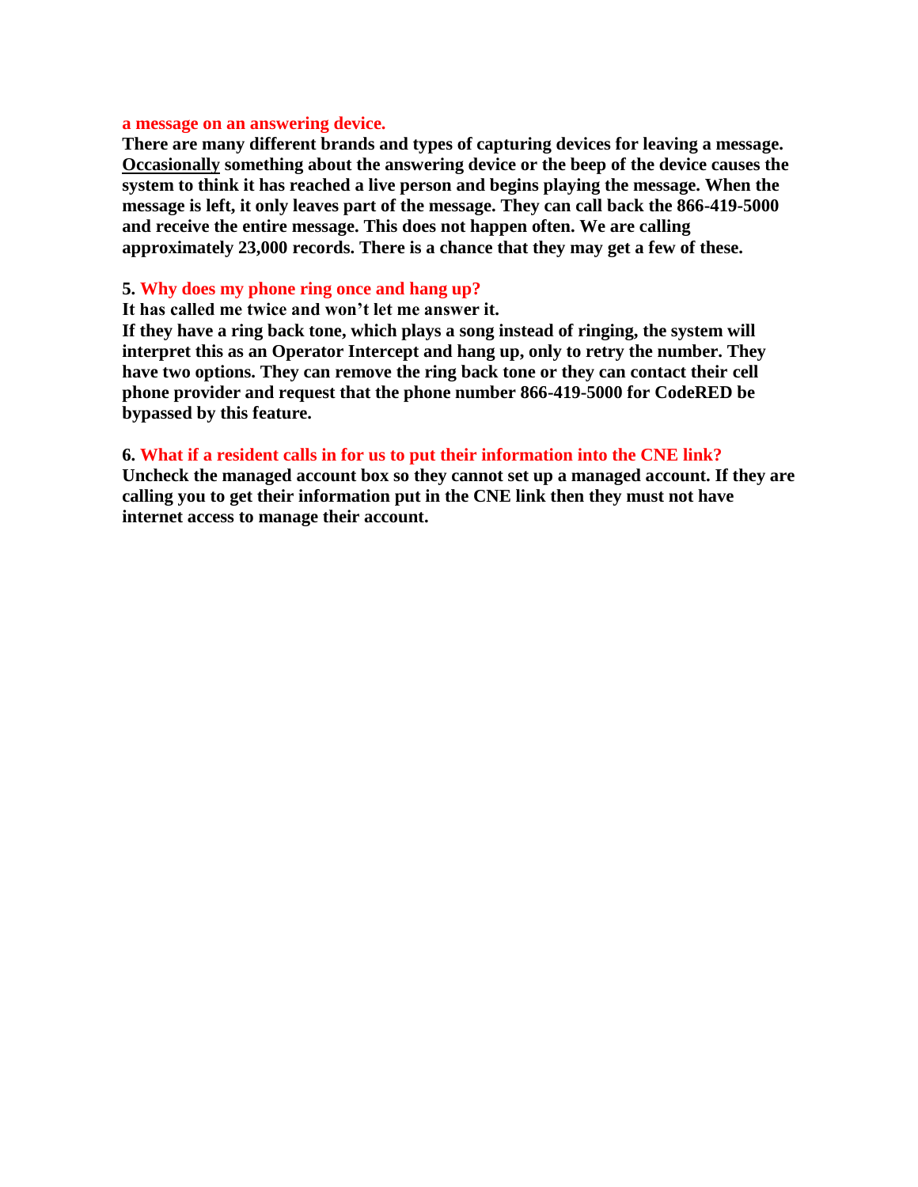**a message on an answering device.**

**There are many different brands and types of capturing devices for leaving a message. Occasionally something about the answering device or the beep of the device causes the system to think it has reached a live person and begins playing the message. When the message is left, it only leaves part of the message. They can call back the 866-419-5000 and receive the entire message. This does not happen often. We are calling approximately 23,000 records. There is a chance that they may get a few of these.**

**5. Why does my phone ring once and hang up?**

**It has called me twice and won't let me answer it.**

**If they have a ring back tone, which plays a song instead of ringing, the system will interpret this as an Operator Intercept and hang up, only to retry the number. They have two options. They can remove the ring back tone or they can contact their cell phone provider and request that the phone number 866-419-5000 for CodeRED be bypassed by this feature.**

**6. What if a resident calls in for us to put their information into the CNE link?**

**Uncheck the managed account box so they cannot set up a managed account. If they are calling you to get their information put in the CNE link then they must not have internet access to manage their account.**